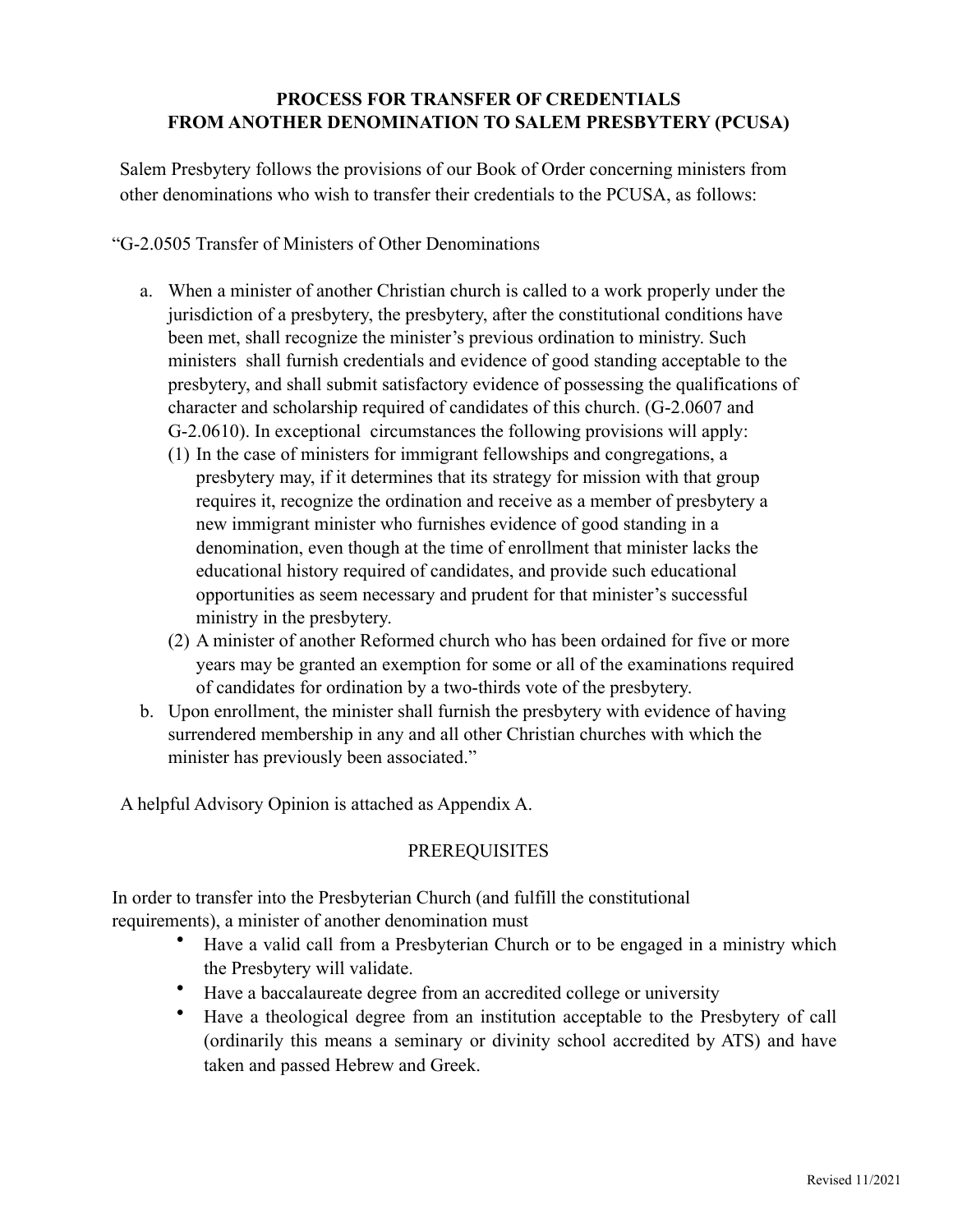# PROCESS FOR TRANSFER OF CREDENTIALS FROM ANOTHER DENOMINATION TO SALEM PRESBYTERY (PCUSA)

Salem Presbytery follows the provisions of our Book of Order concerning ministers from other denominations who wish to transfer their credentials to the PCUSA, as follows:

"G-2.0505 Transfer of Ministers of Other Denominations

a. When a minister of another Christian church is called to a work properly under the jurisdiction of a presbytery, the presbytery, after the constitutional conditions have been met, shall recognize the minister's previous ordination to ministry. Such ministers shall furnish credentials and evidence of good standing acceptable to the presbytery, and shall submit satisfactory evidence of possessing the qualifications of character and scholarship required of candidates of this church. (G-2.0607 and G-2.0610). In exceptional circumstances the following provisions will apply:
   (1) In the case of ministers for immigrant fellowships and congregations, a presbytery may, if it determines that its strategy for mission with that group requires it, recognize the ordination and receive as a member of presbytery a new immigrant minister who furnishes evidence of good standing in a denomination, even though at the time of enrollment that minister lacks the educational history required of candidates, and provide such educational opportunities as seem necessary and prudent for that minister's successful ministry in the presbytery.
   (2) A minister of another Reformed church who has been ordained for five or more years may be granted an exemption for some or all of the examinations required of candidates for ordination by a two-thirds vote of the presbytery.
b. Upon enrollment, the minister shall furnish the presbytery with evidence of having surrendered membership in any and all other Christian churches with which the minister has previously been associated."

A helpful Advisory Opinion is attached as Appendix A.

## PREREQUISITES

In order to transfer into the Presbyterian Church (and fulfill the constitutional requirements), a minister of another denomination must

- Have a valid call from a Presbyterian Church or to be engaged in a ministry which the Presbytery will validate.
- Have a baccalaureate degree from an accredited college or university
- Have a theological degree from an institution acceptable to the Presbytery of call (ordinarily this means a seminary or divinity school accredited by ATS) and have taken and passed Hebrew and Greek.

Revised 11/2021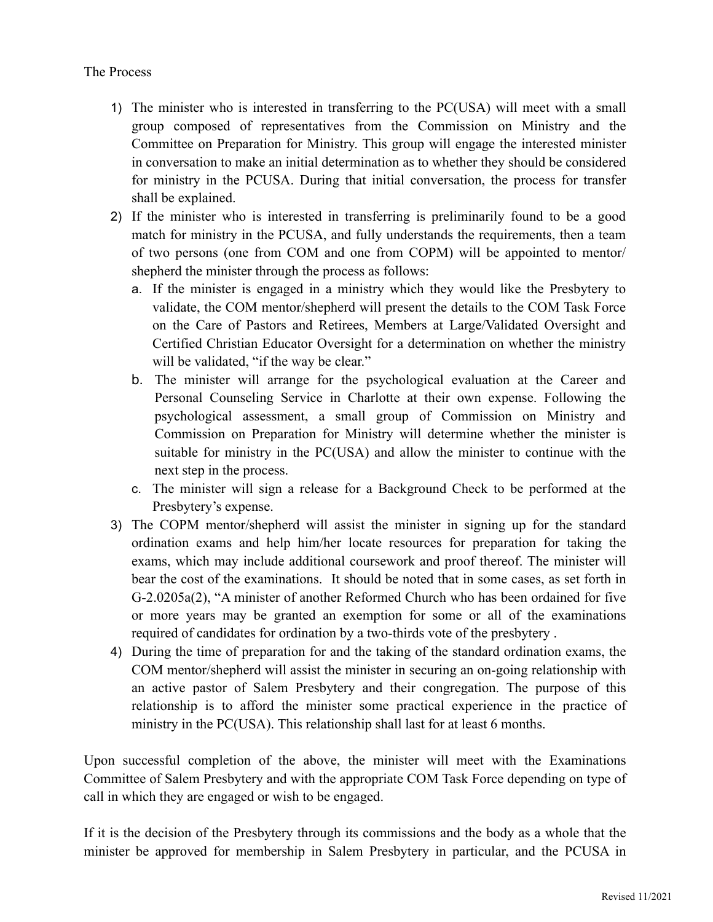The Process

1) The minister who is interested in transferring to the PC(USA) will meet with a small group composed of representatives from the Commission on Ministry and the Committee on Preparation for Ministry. This group will engage the interested minister in conversation to make an initial determination as to whether they should be considered for ministry in the PCUSA. During that initial conversation, the process for transfer shall be explained.
2) If the minister who is interested in transferring is preliminarily found to be a good match for ministry in the PCUSA, and fully understands the requirements, then a team of two persons (one from COM and one from COPM) will be appointed to mentor/ shepherd the minister through the process as follows:
   a. If the minister is engaged in a ministry which they would like the Presbytery to validate, the COM mentor/shepherd will present the details to the COM Task Force on the Care of Pastors and Retirees, Members at Large/Validated Oversight and Certified Christian Educator Oversight for a determination on whether the ministry will be validated, "if the way be clear."
   b. The minister will arrange for the psychological evaluation at the Career and Personal Counseling Service in Charlotte at their own expense. Following the psychological assessment, a small group of Commission on Ministry and Commission on Preparation for Ministry will determine whether the minister is suitable for ministry in the PC(USA) and allow the minister to continue with the next step in the process.
   c. The minister will sign a release for a Background Check to be performed at the Presbytery's expense.
3) The COPM mentor/shepherd will assist the minister in signing up for the standard ordination exams and help him/her locate resources for preparation for taking the exams, which may include additional coursework and proof thereof. The minister will bear the cost of the examinations. It should be noted that in some cases, as set forth in G-2.0205a(2), "A minister of another Reformed Church who has been ordained for five or more years may be granted an exemption for some or all of the examinations required of candidates for ordination by a two-thirds vote of the presbytery .
4) During the time of preparation for and the taking of the standard ordination exams, the COM mentor/shepherd will assist the minister in securing an on-going relationship with an active pastor of Salem Presbytery and their congregation. The purpose of this relationship is to afford the minister some practical experience in the practice of ministry in the PC(USA). This relationship shall last for at least 6 months.

Upon successful completion of the above, the minister will meet with the Examinations Committee of Salem Presbytery and with the appropriate COM Task Force depending on type of call in which they are engaged or wish to be engaged.

If it is the decision of the Presbytery through its commissions and the body as a whole that the minister be approved for membership in Salem Presbytery in particular, and the PCUSA in

Revised 11/2021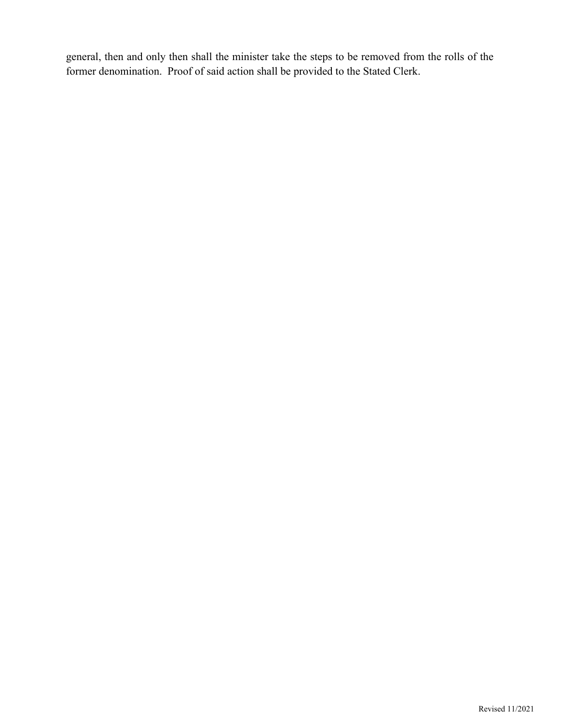general, then and only then shall the minister take the steps to be removed from the rolls of the former denomination. Proof of said action shall be provided to the Stated Clerk.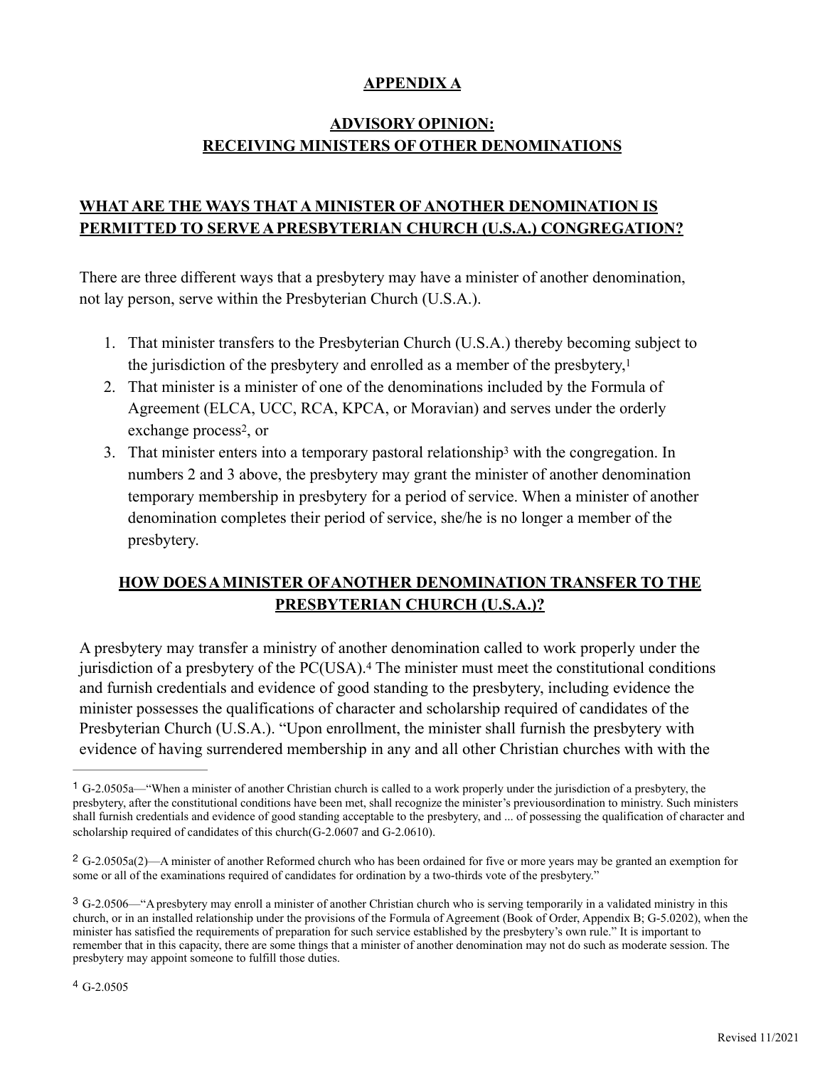## APPENDIX A

## ADVISORY OPINION: RECEIVING MINISTERS OF OTHER DENOMINATIONS

### WHAT ARE THE WAYS THAT A MINISTER OF ANOTHER DENOMINATION IS PERMITTED TO SERVE A PRESBYTERIAN CHURCH (U.S.A.) CONGREGATION?

There are three different ways that a presbytery may have a minister of another denomination, not lay person, serve within the Presbyterian Church (U.S.A.).

1. That minister transfers to the Presbyterian Church (U.S.A.) thereby becoming subject to the jurisdiction of the presbytery and enrolled as a member of the presbytery,[1]
2. That minister is a minister of one of the denominations included by the Formula of Agreement (ELCA, UCC, RCA, KPCA, or Moravian) and serves under the orderly exchange process[2], or
3. That minister enters into a temporary pastoral relationship[3] with the congregation. In numbers 2 and 3 above, the presbytery may grant the minister of another denomination temporary membership in presbytery for a period of service. When a minister of another denomination completes their period of service, she/he is no longer a member of the presbytery.

### HOW DOES A MINISTER OF ANOTHER DENOMINATION TRANSFER TO THE PRESBYTERIAN CHURCH (U.S.A.)?

A presbytery may transfer a ministry of another denomination called to work properly under the jurisdiction of a presbytery of the PC(USA).[4] The minister must meet the constitutional conditions and furnish credentials and evidence of good standing to the presbytery, including evidence the minister possesses the qualifications of character and scholarship required of candidates of the Presbyterian Church (U.S.A.). "Upon enrollment, the minister shall furnish the presbytery with evidence of having surrendered membership in any and all other Christian churches with with the

---

[1] G-2.0505a—"When a minister of another Christian church is called to a work properly under the jurisdiction of a presbytery, the presbytery, after the constitutional conditions have been met, shall recognize the minister's previousordination to ministry. Such ministers shall furnish credentials and evidence of good standing acceptable to the presbytery, and ... of possessing the qualification of character and scholarship required of candidates of this church(G-2.0607 and G-2.0610).

[2] G-2.0505a(2)—A minister of another Reformed church who has been ordained for five or more years may be granted an exemption for some or all of the examinations required of candidates for ordination by a two-thirds vote of the presbytery."

[3] G-2.0506—"A presbytery may enroll a minister of another Christian church who is serving temporarily in a validated ministry in this church, or in an installed relationship under the provisions of the Formula of Agreement (Book of Order, Appendix B; G-5.0202), when the minister has satisfied the requirements of preparation for such service established by the presbytery's own rule." It is important to remember that in this capacity, there are some things that a minister of another denomination may not do such as moderate session. The presbytery may appoint someone to fulfill those duties.

[4] G-2.0505

Revised 11/2021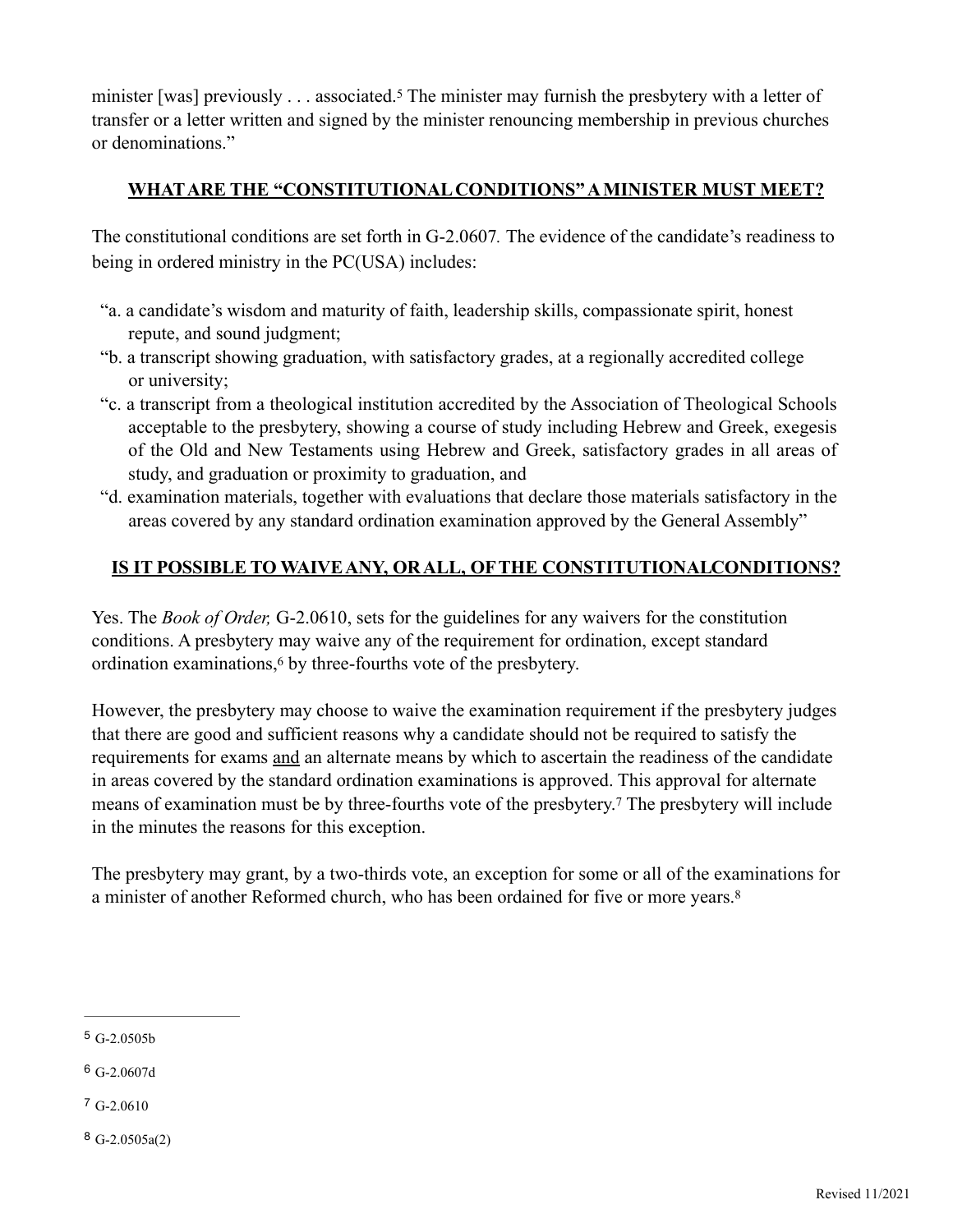minister [was] previously . . . associated.[5] The minister may furnish the presbytery with a letter of transfer or a letter written and signed by the minister renouncing membership in previous churches or denominations."

## WHAT ARE THE "CONSTITUTIONAL CONDITIONS" A MINISTER MUST MEET?

The constitutional conditions are set forth in G-2.0607. The evidence of the candidate's readiness to being in ordered ministry in the PC(USA) includes:

"a. a candidate's wisdom and maturity of faith, leadership skills, compassionate spirit, honest repute, and sound judgment;

"b. a transcript showing graduation, with satisfactory grades, at a regionally accredited college or university;

"c. a transcript from a theological institution accredited by the Association of Theological Schools acceptable to the presbytery, showing a course of study including Hebrew and Greek, exegesis of the Old and New Testaments using Hebrew and Greek, satisfactory grades in all areas of study, and graduation or proximity to graduation, and

"d. examination materials, together with evaluations that declare those materials satisfactory in the areas covered by any standard ordination examination approved by the General Assembly"

## IS IT POSSIBLE TO WAIVE ANY, OR ALL, OF THE CONSTITUTIONALCONDITIONS?

Yes. The *Book of Order,* G-2.0610, sets for the guidelines for any waivers for the constitution conditions. A presbytery may waive any of the requirement for ordination, except standard ordination examinations,[6] by three-fourths vote of the presbytery.

However, the presbytery may choose to waive the examination requirement if the presbytery judges that there are good and sufficient reasons why a candidate should not be required to satisfy the requirements for exams <u>and</u> an alternate means by which to ascertain the readiness of the candidate in areas covered by the standard ordination examinations is approved. This approval for alternate means of examination must be by three-fourths vote of the presbytery.[7] The presbytery will include in the minutes the reasons for this exception.

The presbytery may grant, by a two-thirds vote, an exception for some or all of the examinations for a minister of another Reformed church, who has been ordained for five or more years.[8]

---

[5] G-2.0505b

[6] G-2.0607d

[7] G-2.0610

[8] G-2.0505a(2)

Revised 11/2021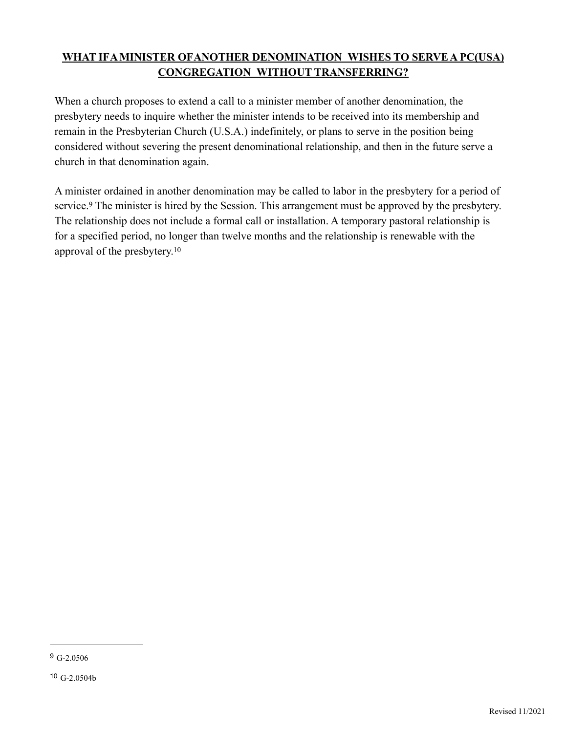## WHAT IF A MINISTER OF ANOTHER DENOMINATION WISHES TO SERVE A PC(USA) CONGREGATION WITHOUT TRANSFERRING?

When a church proposes to extend a call to a minister member of another denomination, the presbytery needs to inquire whether the minister intends to be received into its membership and remain in the Presbyterian Church (U.S.A.) indefinitely, or plans to serve in the position being considered without severing the present denominational relationship, and then in the future serve a church in that denomination again.

A minister ordained in another denomination may be called to labor in the presbytery for a period of service.[9] The minister is hired by the Session. This arrangement must be approved by the presbytery. The relationship does not include a formal call or installation. A temporary pastoral relationship is for a specified period, no longer than twelve months and the relationship is renewable with the approval of the presbytery.[10]

---

[9] G-2.0506

[10] G-2.0504b

Revised 11/2021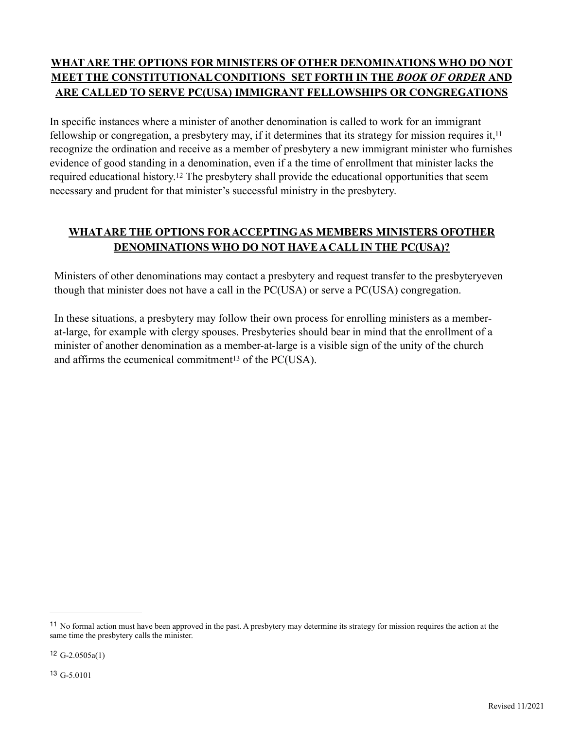## **WHAT ARE THE OPTIONS FOR MINISTERS OF OTHER DENOMINATIONS WHO DO NOT MEET THE CONSTITUTIONAL CONDITIONS SET FORTH IN THE *BOOK OF ORDER* AND ARE CALLED TO SERVE PC(USA) IMMIGRANT FELLOWSHIPS OR CONGREGATIONS**

In specific instances where a minister of another denomination is called to work for an immigrant fellowship or congregation, a presbytery may, if it determines that its strategy for mission requires it,[11] recognize the ordination and receive as a member of presbytery a new immigrant minister who furnishes evidence of good standing in a denomination, even if a the time of enrollment that minister lacks the required educational history.[12] The presbytery shall provide the educational opportunities that seem necessary and prudent for that minister's successful ministry in the presbytery.

## **WHAT ARE THE OPTIONS FOR ACCEPTING AS MEMBERS MINISTERS OFOTHER DENOMINATIONS WHO DO NOT HAVE A CALL IN THE PC(USA)?**

Ministers of other denominations may contact a presbytery and request transfer to the presbyteryeven though that minister does not have a call in the PC(USA) or serve a PC(USA) congregation.

In these situations, a presbytery may follow their own process for enrolling ministers as a member-at-large, for example with clergy spouses. Presbyteries should bear in mind that the enrollment of a minister of another denomination as a member-at-large is a visible sign of the unity of the church and affirms the ecumenical commitment[13] of the PC(USA).

---

[11] No formal action must have been approved in the past. A presbytery may determine its strategy for mission requires the action at the same time the presbytery calls the minister.

[12] G-2.0505a(1)

[13] G-5.0101

Revised 11/2021